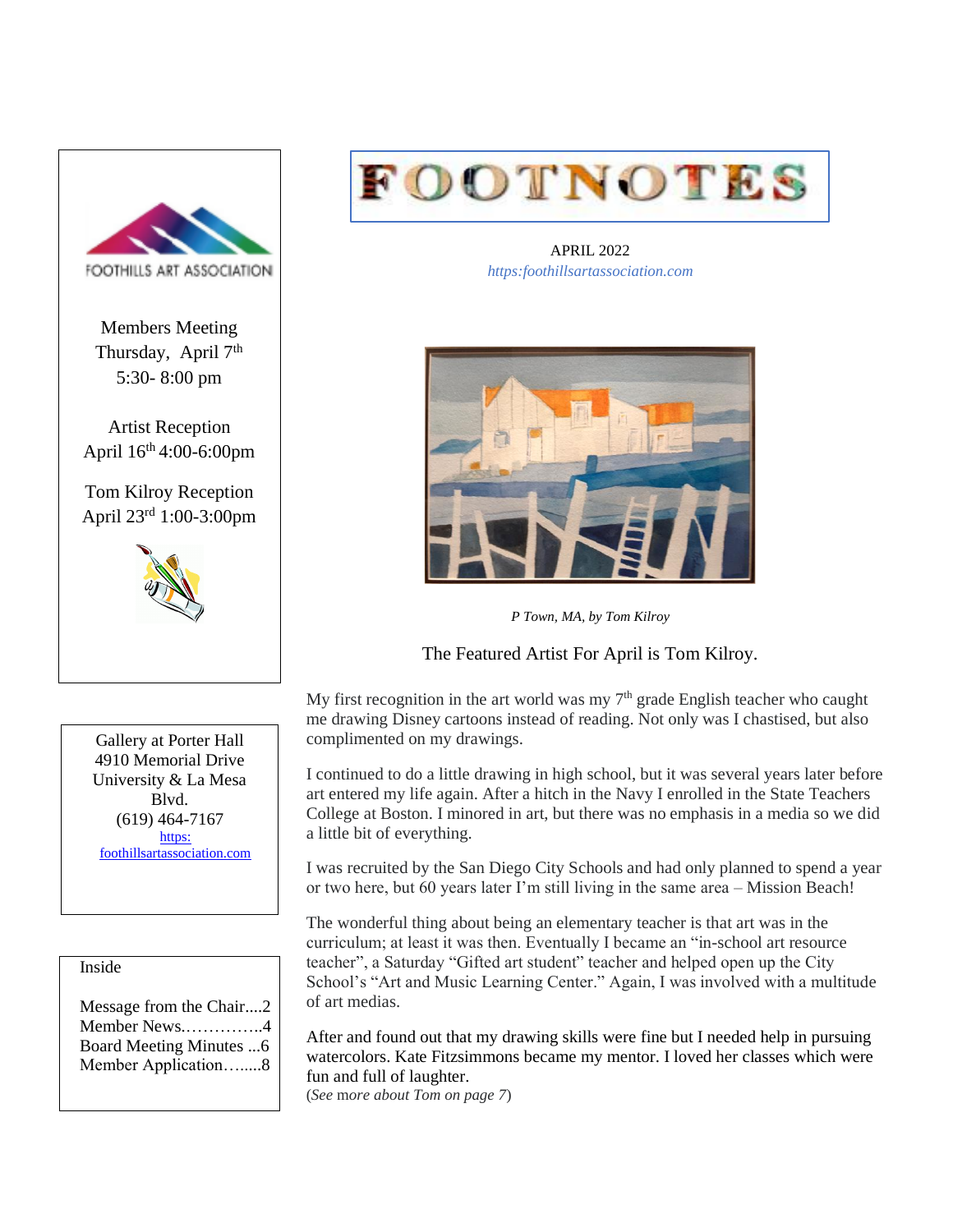# FOOTNOTES

APRIL 2022

*https:foothillsartassociation.com*

FOOTHILLS ART ASSOCIATION

Members Meeting
Thursday, April 7th
5:30- 8:00 pm

Artist Reception
April 16th 4:00-6:00pm

Tom Kilroy Reception
April 23rd 1:00-3:00pm

Gallery at Porter Hall
4910 Memorial Drive
University & La Mesa Blvd.
(619) 464-7167
https: foothillsartassociation.com

Inside

- Message from the Chair....2
- Member News…………..4
- Board Meeting Minutes ...6
- Member Application…….8

*P Town, MA, by Tom Kilroy*

The Featured Artist For April is Tom Kilroy.

My first recognition in the art world was my 7th grade English teacher who caught me drawing Disney cartoons instead of reading. Not only was I chastised, but also complimented on my drawings.

I continued to do a little drawing in high school, but it was several years later before art entered my life again. After a hitch in the Navy I enrolled in the State Teachers College at Boston. I minored in art, but there was no emphasis in a media so we did a little bit of everything.

I was recruited by the San Diego City Schools and had only planned to spend a year or two here, but 60 years later I'm still living in the same area – Mission Beach!

The wonderful thing about being an elementary teacher is that art was in the curriculum; at least it was then. Eventually I became an "in-school art resource teacher", a Saturday "Gifted art student" teacher and helped open up the City School's "Art and Music Learning Center." Again, I was involved with a multitude of art medias.

After and found out that my drawing skills were fine but I needed help in pursuing watercolors. Kate Fitzsimmons became my mentor. I loved her classes which were fun and full of laughter.

(*See more about Tom on page 7*)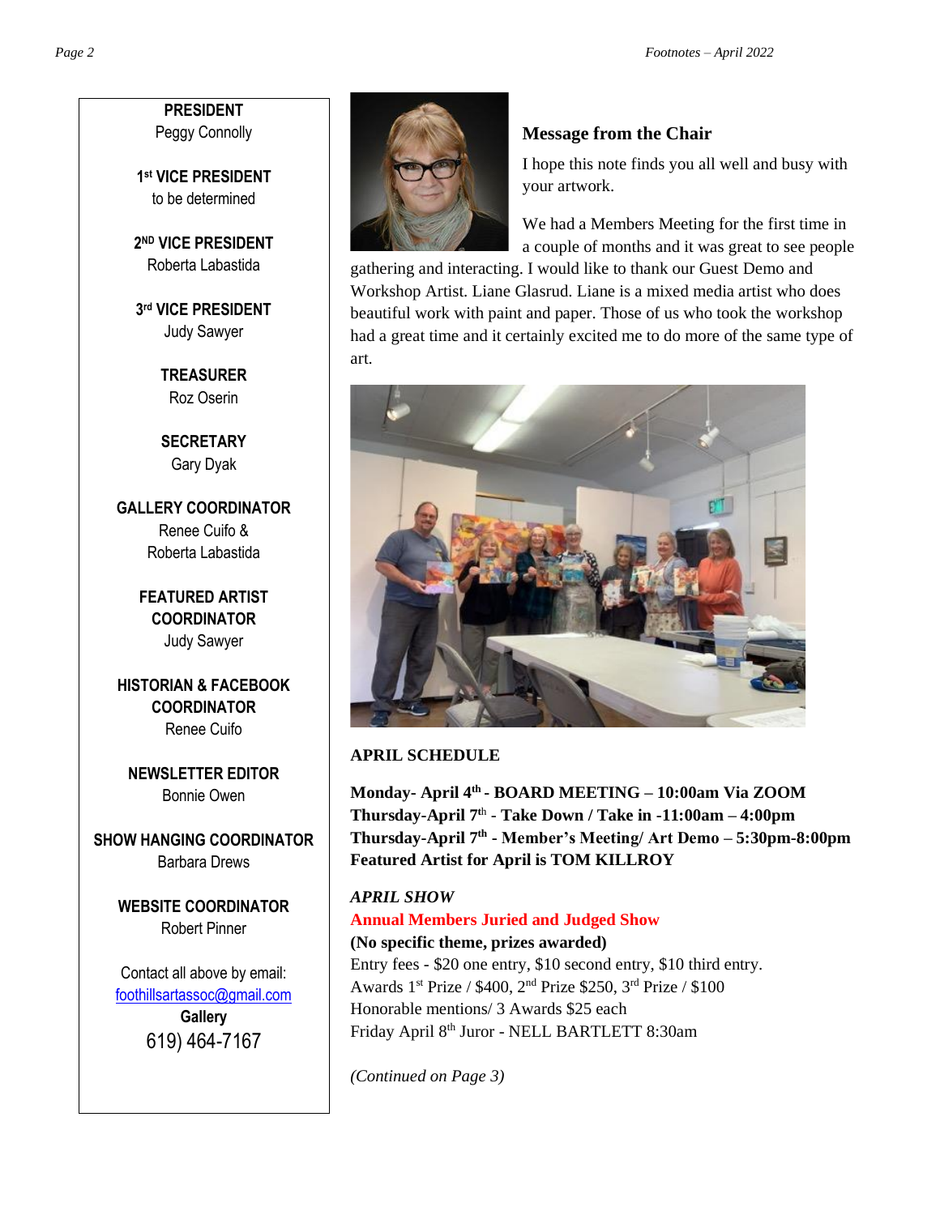**PRESIDENT**
Peggy Connolly

**1st VICE PRESIDENT**
to be determined

**2ND VICE PRESIDENT**
Roberta Labastida

**3rd VICE PRESIDENT**
Judy Sawyer

**TREASURER**
Roz Oserin

**SECRETARY**
Gary Dyak

**GALLERY COORDINATOR**
Renee Cuifo &
Roberta Labastida

**FEATURED ARTIST COORDINATOR**
Judy Sawyer

**HISTORIAN & FACEBOOK COORDINATOR**
Renee Cuifo

**NEWSLETTER EDITOR**
Bonnie Owen

**SHOW HANGING COORDINATOR**
Barbara Drews

**WEBSITE COORDINATOR**
Robert Pinner

Contact all above by email:
foothillsartassoc@gmail.com
**Gallery**
619) 464-7167

## Message from the Chair

I hope this note finds you all well and busy with your artwork.

We had a Members Meeting for the first time in a couple of months and it was great to see people gathering and interacting. I would like to thank our Guest Demo and Workshop Artist. Liane Glasrud. Liane is a mixed media artist who does beautiful work with paint and paper. Those of us who took the workshop had a great time and it certainly excited me to do more of the same type of art.

**APRIL SCHEDULE**

**Monday- April 4th - BOARD MEETING – 10:00am Via ZOOM**
**Thursday-April 7th - Take Down / Take in -11:00am – 4:00pm**
**Thursday-April 7th - Member's Meeting/ Art Demo – 5:30pm-8:00pm**
**Featured Artist for April is TOM KILLROY**

***APRIL SHOW***
**Annual Members Juried and Judged Show**
**(No specific theme, prizes awarded)**
Entry fees - $20 one entry, $10 second entry, $10 third entry.
Awards 1st Prize / $400, 2nd Prize $250, 3rd Prize / $100
Honorable mentions/ 3 Awards $25 each
Friday April 8th Juror - NELL BARTLETT 8:30am

*(Continued on Page 3)*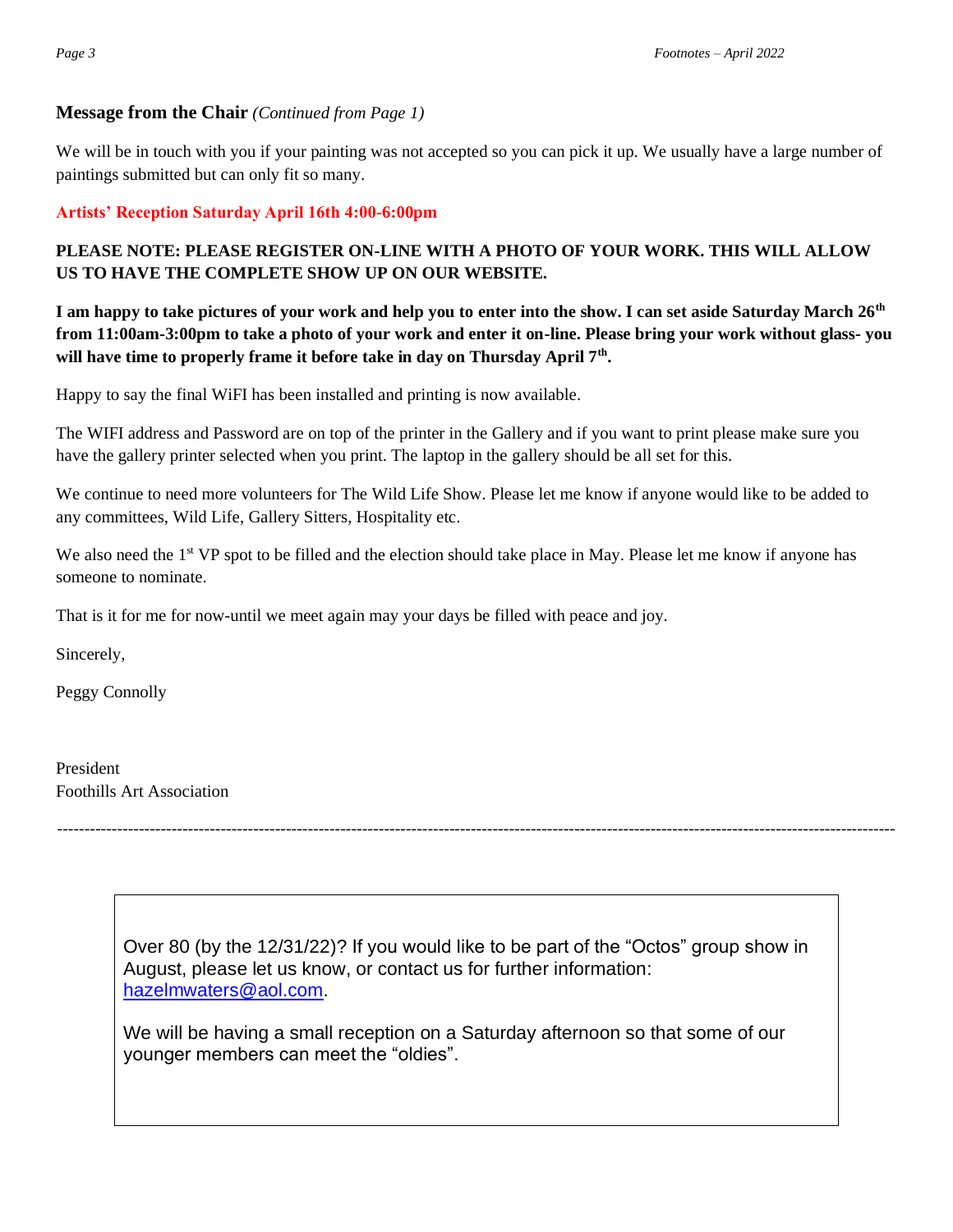## Message from the Chair *(Continued from Page 1)*

We will be in touch with you if your painting was not accepted so you can pick it up. We usually have a large number of paintings submitted but can only fit so many.

**Artists' Reception Saturday April 16th 4:00-6:00pm**

**PLEASE NOTE: PLEASE REGISTER ON-LINE WITH A PHOTO OF YOUR WORK. THIS WILL ALLOW US TO HAVE THE COMPLETE SHOW UP ON OUR WEBSITE.**

**I am happy to take pictures of your work and help you to enter into the show. I can set aside Saturday March 26th from 11:00am-3:00pm to take a photo of your work and enter it on-line. Please bring your work without glass- you will have time to properly frame it before take in day on Thursday April 7th.**

Happy to say the final WiFI has been installed and printing is now available.

The WIFI address and Password are on top of the printer in the Gallery and if you want to print please make sure you have the gallery printer selected when you print. The laptop in the gallery should be all set for this.

We continue to need more volunteers for The Wild Life Show. Please let me know if anyone would like to be added to any committees, Wild Life, Gallery Sitters, Hospitality etc.

We also need the 1st VP spot to be filled and the election should take place in May. Please let me know if anyone has someone to nominate.

That is it for me for now-until we meet again may your days be filled with peace and joy.

Sincerely,

Peggy Connolly

President
Foothills Art Association

---

Over 80 (by the 12/31/22)? If you would like to be part of the "Octos" group show in August, please let us know, or contact us for further information: hazelmwaters@aol.com.

We will be having a small reception on a Saturday afternoon so that some of our younger members can meet the "oldies".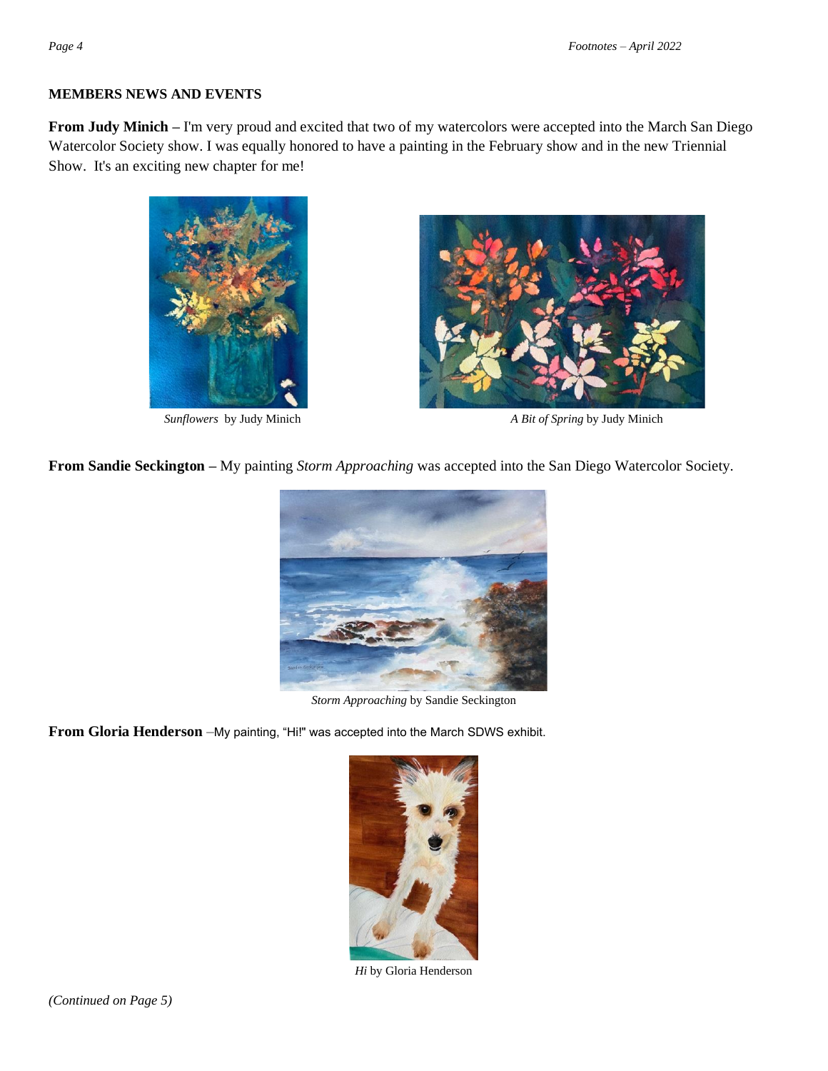**MEMBERS NEWS AND EVENTS**

**From Judy Minich –** I'm very proud and excited that two of my watercolors were accepted into the March San Diego Watercolor Society show. I was equally honored to have a painting in the February show and in the new Triennial Show. It's an exciting new chapter for me!

*Sunflowers* by Judy Minich

*A Bit of Spring* by Judy Minich

**From Sandie Seckington –** My painting *Storm Approaching* was accepted into the San Diego Watercolor Society.

*Storm Approaching* by Sandie Seckington

**From Gloria Henderson** –My painting, "Hi!" was accepted into the March SDWS exhibit.

*Hi* by Gloria Henderson

*(Continued on Page 5)*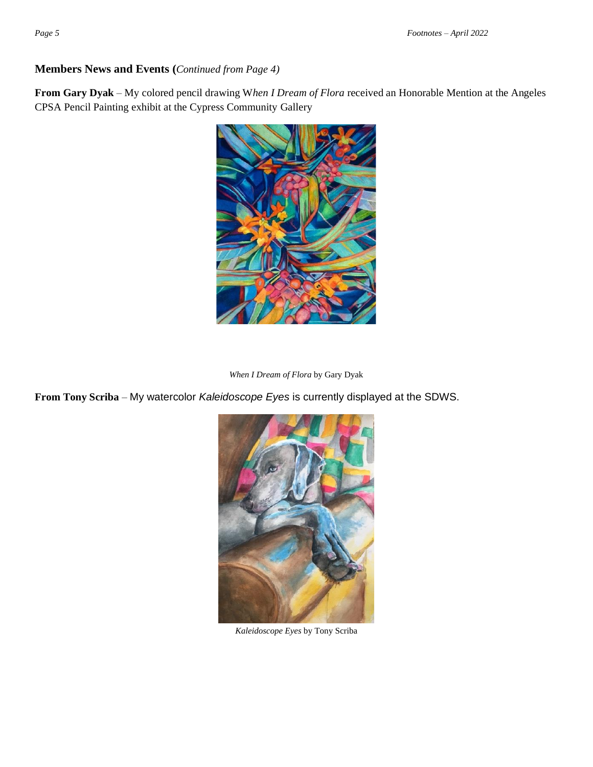## Members News and Events (*Continued from Page 4)*

**From Gary Dyak** – My colored pencil drawing W*hen I Dream of Flora* received an Honorable Mention at the Angeles CPSA Pencil Painting exhibit at the Cypress Community Gallery

*When I Dream of Flora* by Gary Dyak

**From Tony Scriba** – My watercolor *Kaleidoscope Eyes* is currently displayed at the SDWS.

*Kaleidoscope Eyes* by Tony Scriba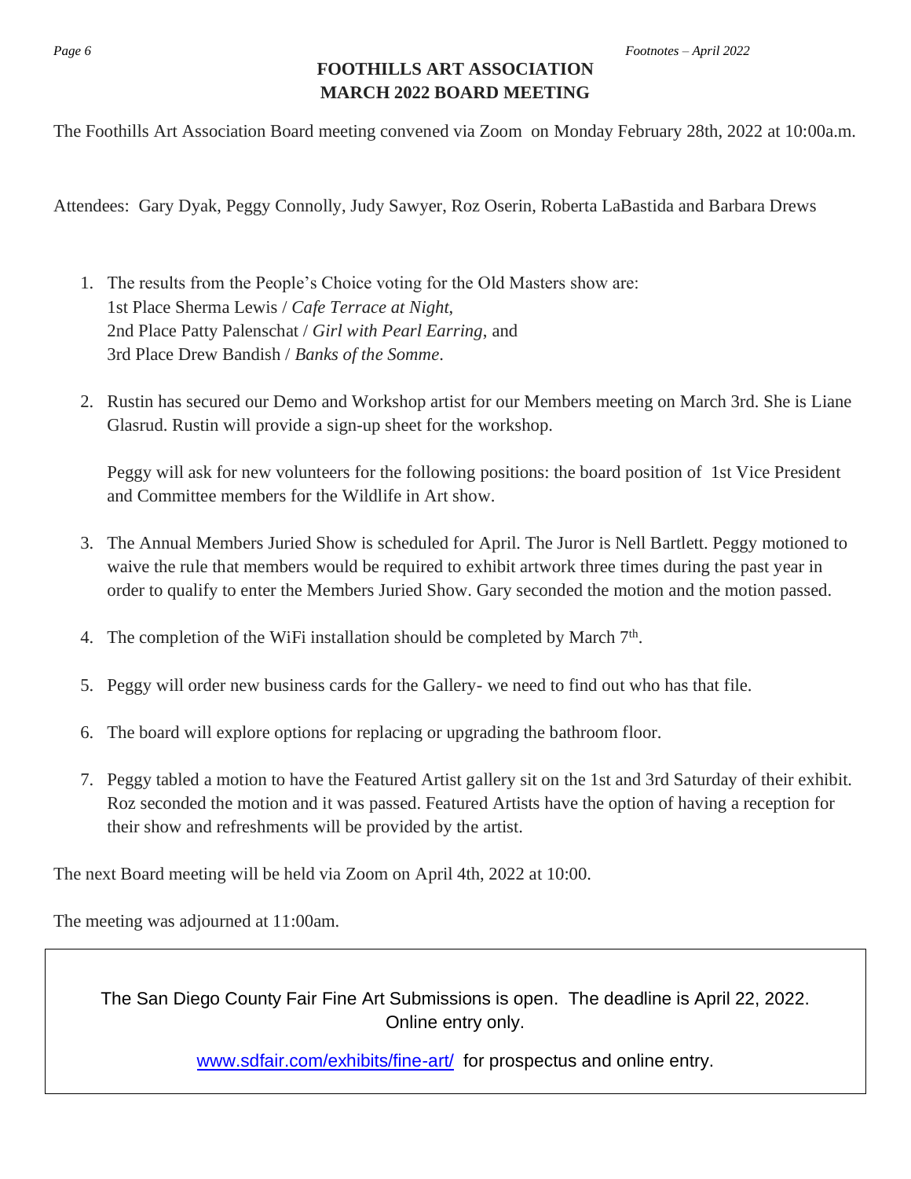# FOOTHILLS ART ASSOCIATION
# MARCH 2022 BOARD MEETING

The Foothills Art Association Board meeting convened via Zoom on Monday February 28th, 2022 at 10:00a.m.

Attendees: Gary Dyak, Peggy Connolly, Judy Sawyer, Roz Oserin, Roberta LaBastida and Barbara Drews

1. The results from the People's Choice voting for the Old Masters show are:
   1st Place Sherma Lewis / *Cafe Terrace at Night*,
   2nd Place Patty Palenschat / *Girl with Pearl Earring*, and
   3rd Place Drew Bandish / *Banks of the Somme*.

2. Rustin has secured our Demo and Workshop artist for our Members meeting on March 3rd. She is Liane Glasrud. Rustin will provide a sign-up sheet for the workshop.

   Peggy will ask for new volunteers for the following positions: the board position of 1st Vice President and Committee members for the Wildlife in Art show.

3. The Annual Members Juried Show is scheduled for April. The Juror is Nell Bartlett. Peggy motioned to waive the rule that members would be required to exhibit artwork three times during the past year in order to qualify to enter the Members Juried Show. Gary seconded the motion and the motion passed.

4. The completion of the WiFi installation should be completed by March 7th.

5. Peggy will order new business cards for the Gallery- we need to find out who has that file.

6. The board will explore options for replacing or upgrading the bathroom floor.

7. Peggy tabled a motion to have the Featured Artist gallery sit on the 1st and 3rd Saturday of their exhibit. Roz seconded the motion and it was passed. Featured Artists have the option of having a reception for their show and refreshments will be provided by the artist.

The next Board meeting will be held via Zoom on April 4th, 2022 at 10:00.

The meeting was adjourned at 11:00am.

---

The San Diego County Fair Fine Art Submissions is open. The deadline is April 22, 2022. Online entry only.

www.sdfair.com/exhibits/fine-art/ for prospectus and online entry.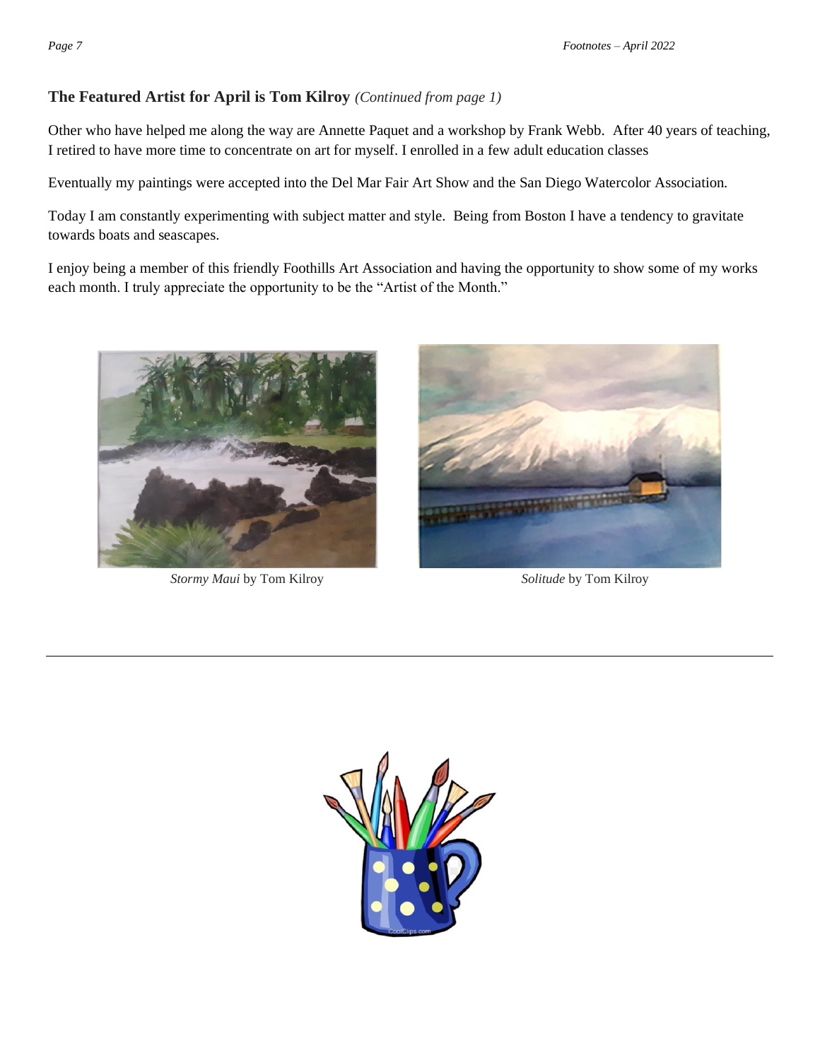### The Featured Artist for April is Tom Kilroy *(Continued from page 1)*

Other who have helped me along the way are Annette Paquet and a workshop by Frank Webb. After 40 years of teaching, I retired to have more time to concentrate on art for myself. I enrolled in a few adult education classes

Eventually my paintings were accepted into the Del Mar Fair Art Show and the San Diego Watercolor Association.

Today I am constantly experimenting with subject matter and style. Being from Boston I have a tendency to gravitate towards boats and seascapes.

I enjoy being a member of this friendly Foothills Art Association and having the opportunity to show some of my works each month. I truly appreciate the opportunity to be the "Artist of the Month."

*Stormy Maui* by Tom Kilroy

*Solitude* by Tom Kilroy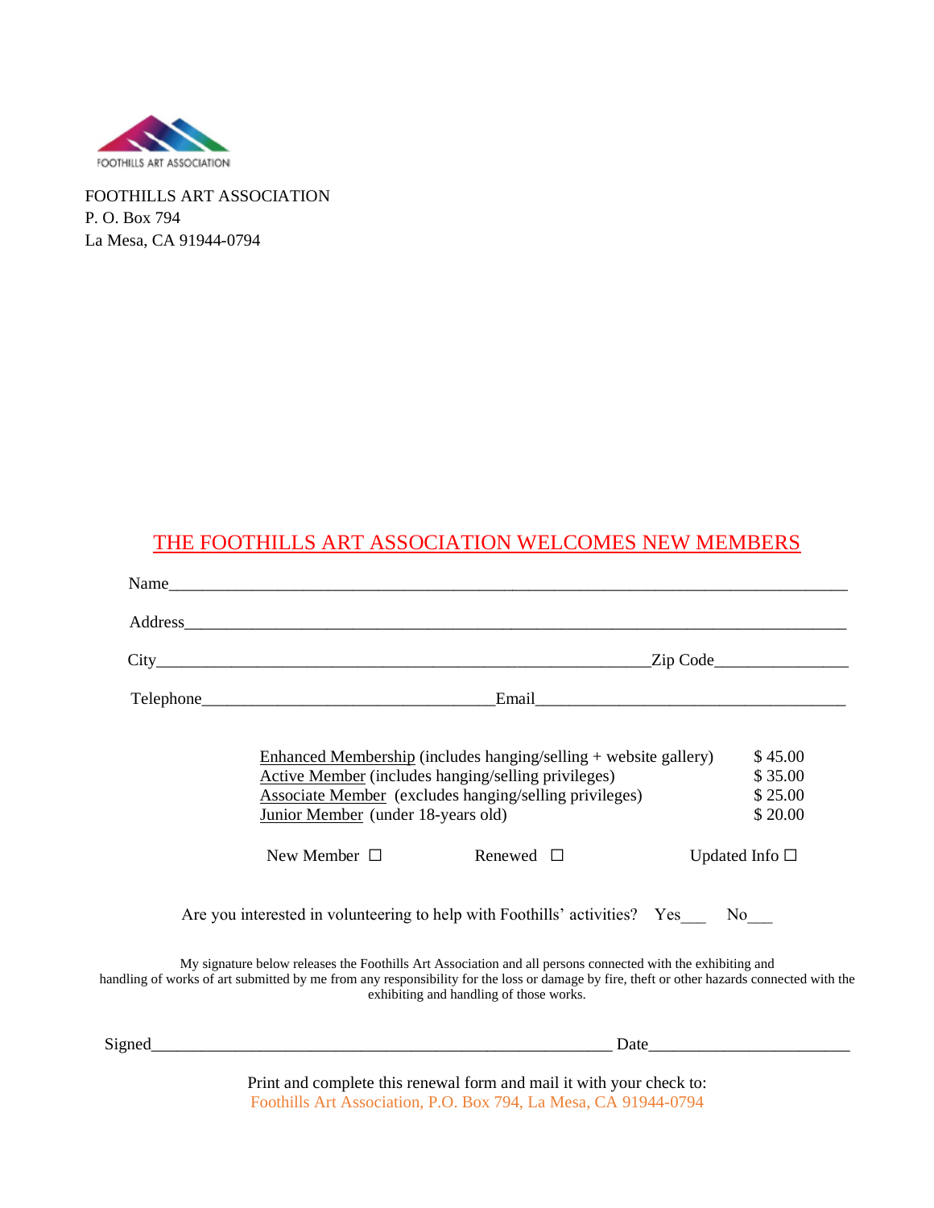FOOTHILLS ART ASSOCIATION

FOOTHILLS ART ASSOCIATION
P. O. Box 794
La Mesa, CA 91944-0794

## THE FOOTHILLS ART ASSOCIATION WELCOMES NEW MEMBERS

Name_______________________________________________________________________________

Address_____________________________________________________________________________

City_________________________________________________________Zip Code________________

Telephone___________________________________Email_____________________________________

| | |
|---|---|
| Enhanced Membership (includes hanging/selling + website gallery) | $ 45.00 |
| Active Member (includes hanging/selling privileges) | $ 35.00 |
| Associate Member (excludes hanging/selling privileges) | $ 25.00 |
| Junior Member (under 18-years old) | $ 20.00 |

New Member ☐  Renewed ☐  Updated Info ☐

Are you interested in volunteering to help with Foothills' activities? Yes___ No___

My signature below releases the Foothills Art Association and all persons connected with the exhibiting and handling of works of art submitted by me from any responsibility for the loss or damage by fire, theft or other hazards connected with the exhibiting and handling of those works.

Signed_________________________________________________________ Date________________________

Print and complete this renewal form and mail it with your check to:
Foothills Art Association, P.O. Box 794, La Mesa, CA 91944-0794